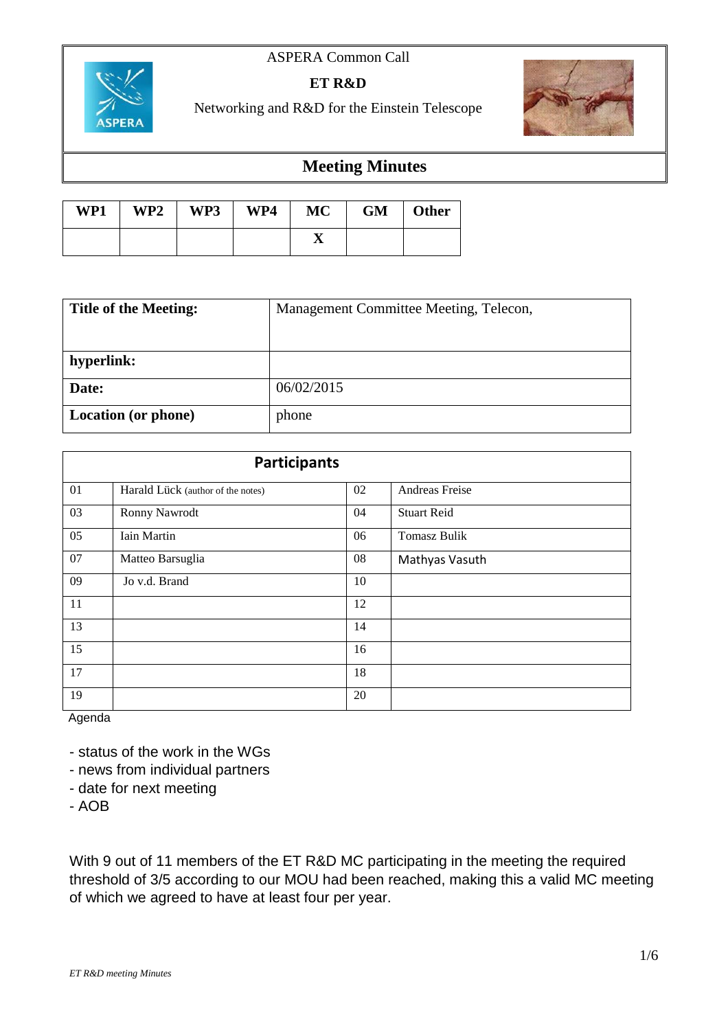ASPERA Common Call

**ET R&D**

Networking and R&D for the Einstein Telescope

# Meeting Minutes

| WP1 | WP2 | WP3 | WP4 | MC | GM | Other |
|---|---|---|---|---|---|---|
| | | | | X | | |

| **Title of the Meeting:** | Management Committee Meeting, Telecon, |
|---|---|
| **hyperlink:** | |
| **Date:** | 06/02/2015 |
| **Location (or phone)** | phone |

| **Participants** | | | |
|---|---|---|---|
| 01 | Harald Lück (author of the notes) | 02 | Andreas Freise |
| 03 | Ronny Nawrodt | 04 | Stuart Reid |
| 05 | Iain Martin | 06 | Tomasz Bulik |
| 07 | Matteo Barsuglia | 08 | Mathyas Vasuth |
| 09 | Jo v.d. Brand | 10 | |
| 11 | | 12 | |
| 13 | | 14 | |
| 15 | | 16 | |
| 17 | | 18 | |
| 19 | | 20 | |

Agenda

- status of the work in the WGs
- news from individual partners
- date for next meeting
- AOB

With 9 out of 11 members of the ET R&D MC participating in the meeting the required threshold of 3/5 according to our MOU had been reached, making this a valid MC meeting of which we agreed to have at least four per year.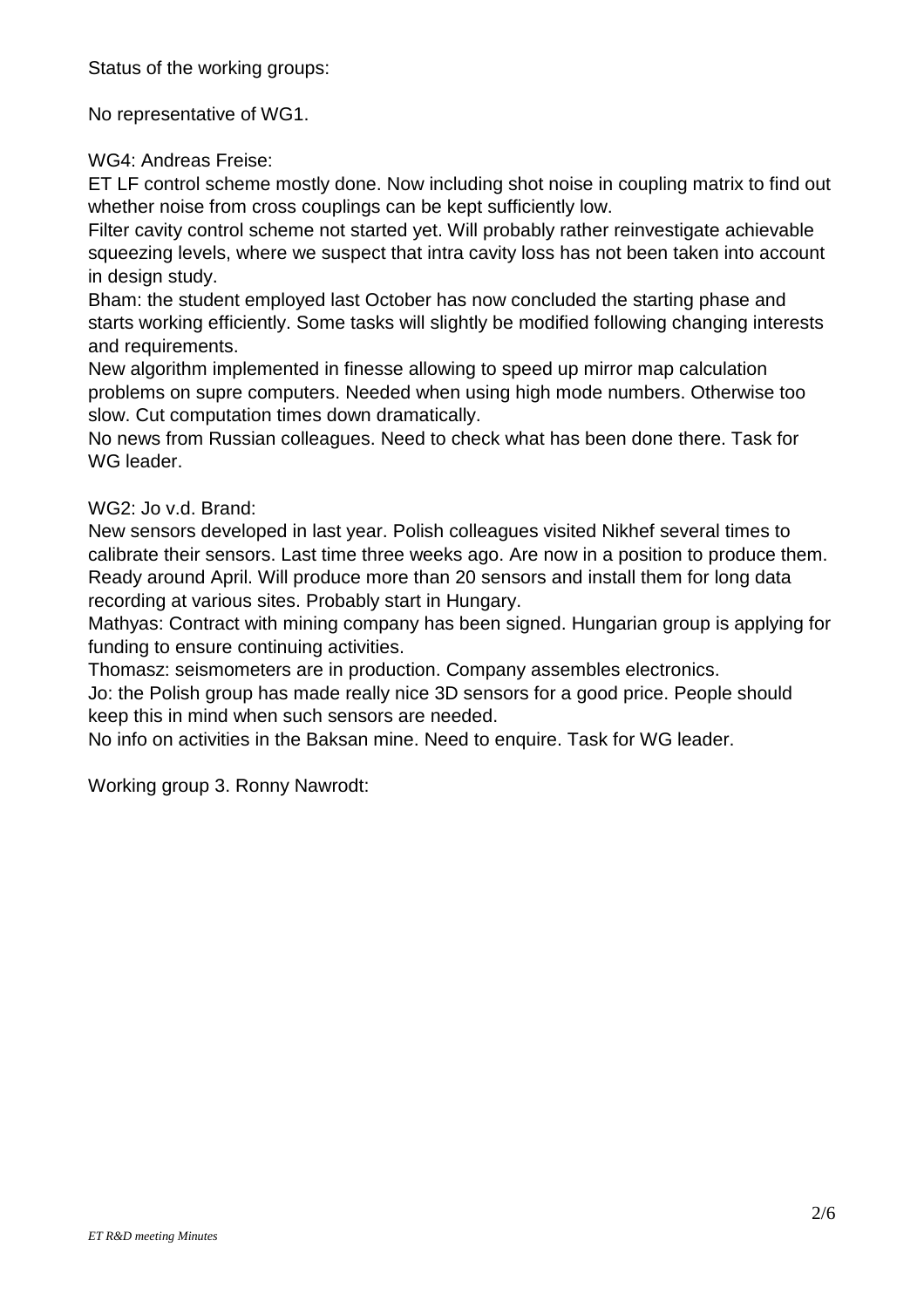Status of the working groups:

No representative of WG1.

WG4: Andreas Freise:

ET LF control scheme mostly done. Now including shot noise in coupling matrix to find out whether noise from cross couplings can be kept sufficiently low.

Filter cavity control scheme not started yet. Will probably rather reinvestigate achievable squeezing levels, where we suspect that intra cavity loss has not been taken into account in design study.

Bham: the student employed last October has now concluded the starting phase and starts working efficiently. Some tasks will slightly be modified following changing interests and requirements.

New algorithm implemented in finesse allowing to speed up mirror map calculation problems on supre computers. Needed when using high mode numbers. Otherwise too slow. Cut computation times down dramatically.

No news from Russian colleagues. Need to check what has been done there. Task for WG leader.

WG2: Jo v.d. Brand:

New sensors developed in last year. Polish colleagues visited Nikhef several times to calibrate their sensors. Last time three weeks ago. Are now in a position to produce them. Ready around April. Will produce more than 20 sensors and install them for long data recording at various sites. Probably start in Hungary.

Mathyas: Contract with mining company has been signed. Hungarian group is applying for funding to ensure continuing activities.

Thomasz: seismometers are in production. Company assembles electronics.

Jo: the Polish group has made really nice 3D sensors for a good price. People should keep this in mind when such sensors are needed.

No info on activities in the Baksan mine. Need to enquire. Task for WG leader.

Working group 3. Ronny Nawrodt: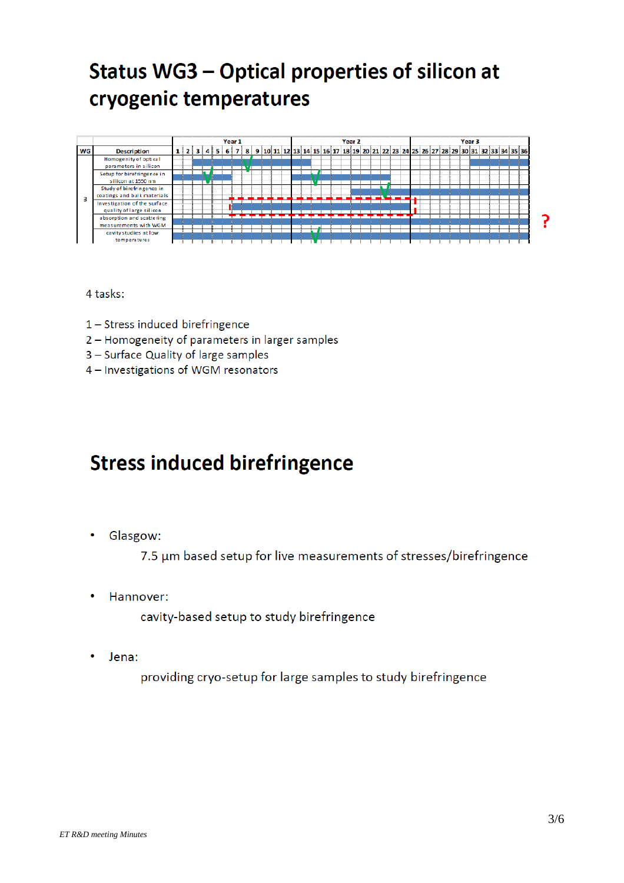# Status WG3 – Optical properties of silicon at cryogenic temperatures

| WG | Description | Year 1 | Year 2 | Year 3 |
|---|---|---|---|---|
| 3 | Homogenity of optical parameters in silicon | | | |
| | Setup for birefringence in silicon at 1550 nm | | | |
| | Study of birefringence in coatings and bulk materials | | | |
| | Investigation of the surface quality of large silicon | | | |
| | absorption and scattering measurements with WGM | | | |
| | cavity studies at low temperatures | | | |

4 tasks:

1 – Stress induced birefringence
2 – Homogeneity of parameters in larger samples
3 – Surface Quality of large samples
4 – Investigations of WGM resonators

# Stress induced birefringence

- Glasgow:

  7.5 µm based setup for live measurements of stresses/birefringence

- Hannover:

  cavity-based setup to study birefringence

- Jena:

  providing cryo-setup for large samples to study birefringence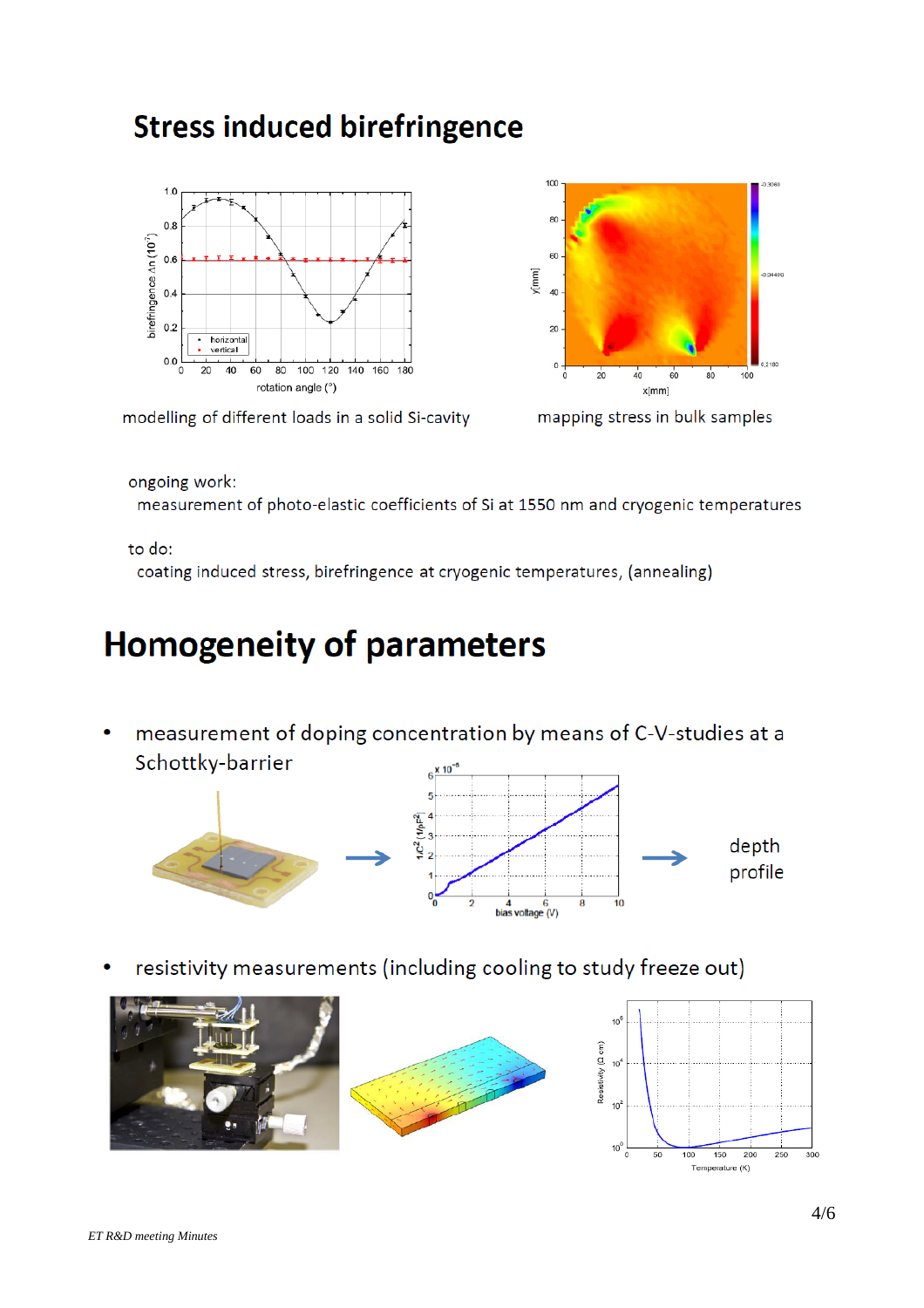## Stress induced birefringence

modelling of different loads in a solid Si-cavity

mapping stress in bulk samples

ongoing work:

measurement of photo-elastic coefficients of Si at 1550 nm and cryogenic temperatures

to do:

coating induced stress, birefringence at cryogenic temperatures, (annealing)

# Homogeneity of parameters

- measurement of doping concentration by means of C-V-studies at a Schottky-barrier

→ → depth profile

- resistivity measurements (including cooling to study freeze out)

*ET R&D meeting Minutes*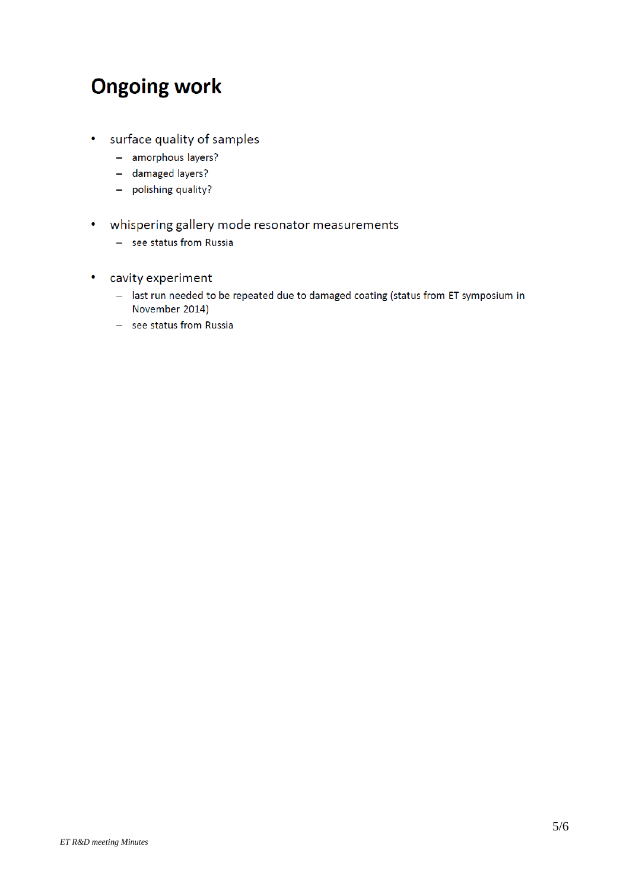# Ongoing work

- surface quality of samples
  - amorphous layers?
  - damaged layers?
  - polishing quality?

- whispering gallery mode resonator measurements
  - see status from Russia

- cavity experiment
  - last run needed to be repeated due to damaged coating (status from ET symposium in November 2014)
  - see status from Russia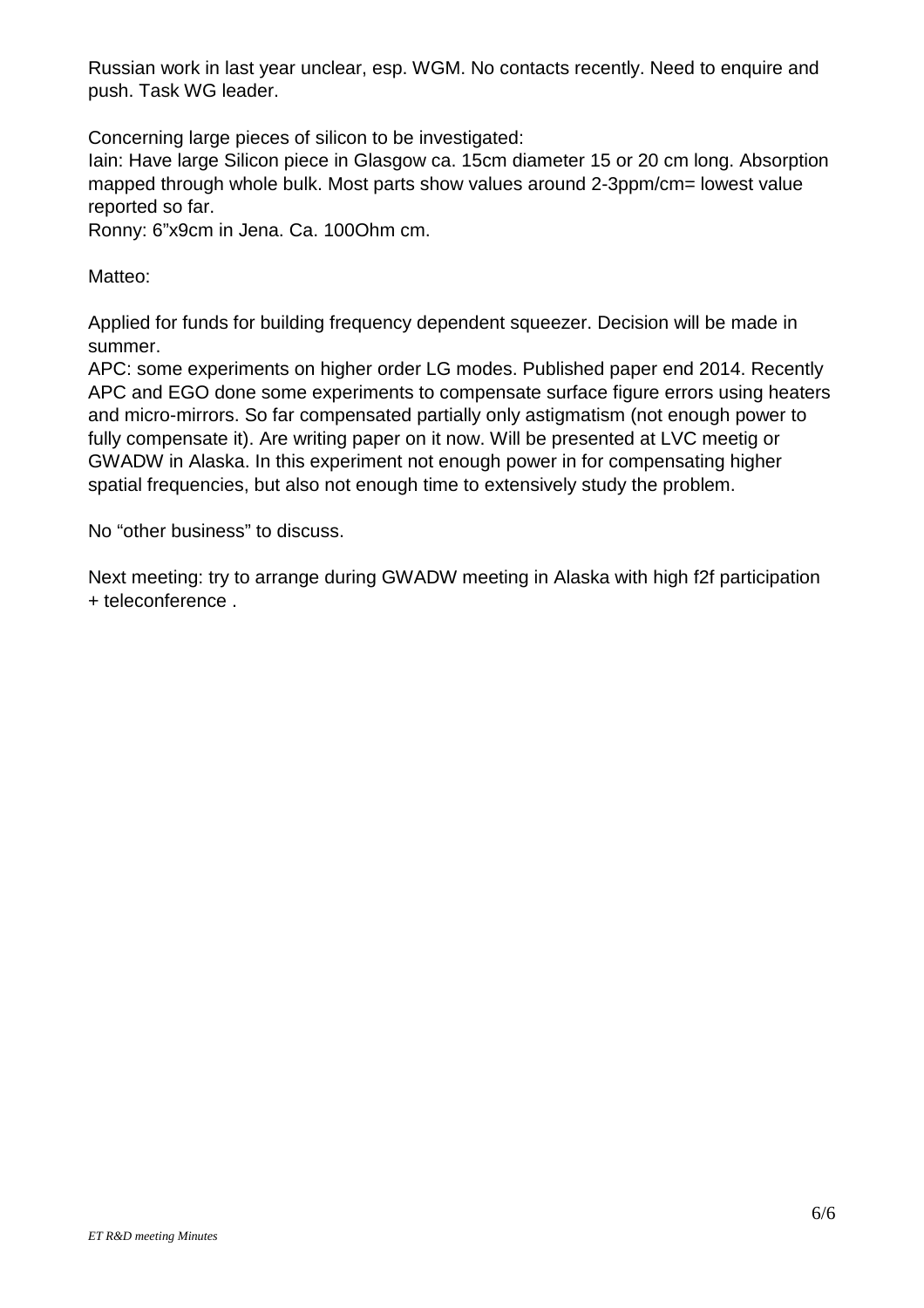Russian work in last year unclear, esp. WGM. No contacts recently. Need to enquire and push. Task WG leader.

Concerning large pieces of silicon to be investigated:
Iain: Have large Silicon piece in Glasgow ca. 15cm diameter 15 or 20 cm long. Absorption mapped through whole bulk. Most parts show values around 2-3ppm/cm= lowest value reported so far.
Ronny: 6"x9cm in Jena. Ca. 100Ohm cm.

Matteo:

Applied for funds for building frequency dependent squeezer. Decision will be made in summer.
APC: some experiments on higher order LG modes. Published paper end 2014. Recently APC and EGO done some experiments to compensate surface figure errors using heaters and micro-mirrors. So far compensated partially only astigmatism (not enough power to fully compensate it). Are writing paper on it now. Will be presented at LVC meetig or GWADW in Alaska. In this experiment not enough power in for compensating higher spatial frequencies, but also not enough time to extensively study the problem.

No "other business" to discuss.

Next meeting: try to arrange during GWADW meeting in Alaska with high f2f participation + teleconference .